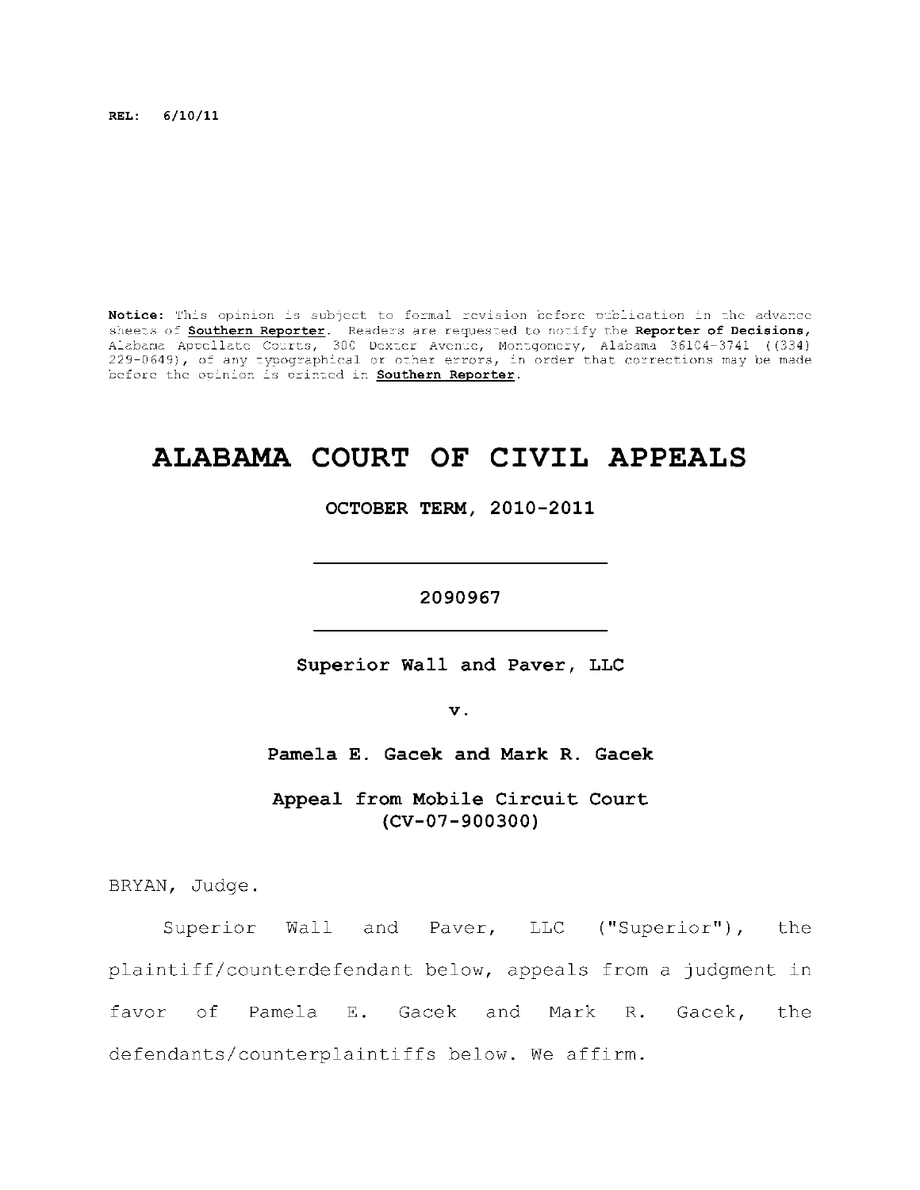REL: 6/10/11

**Notice:** This opinion is subject to formal revision before publication in the advance sheets of **Southern Reporter**. Readers are requested to notify the **Reporter of Decisions**, Alabama Appellate Courts, 300 Dexter Avenue, Montgomery, Alabama 36104-3741 ((334) 229-0649), of any typographical or other errors, in order that corrections may be made before the opinion is printed in **Southern Reporter**.

# ALABAMA COURT OF CIVIL APPEALS

**OCTOBER TERM, 2010-2011**

---

**2090967**

---

**Superior Wall and Paver, LLC**

**v.**

**Pamela E. Gacek and Mark R. Gacek**

**Appeal from Mobile Circuit Court**
**(CV-07-900300)**

BRYAN, Judge.

Superior Wall and Paver, LLC ("Superior"), the plaintiff/counterdefendant below, appeals from a judgment in favor of Pamela E. Gacek and Mark R. Gacek, the defendants/counterplaintiffs below. We affirm.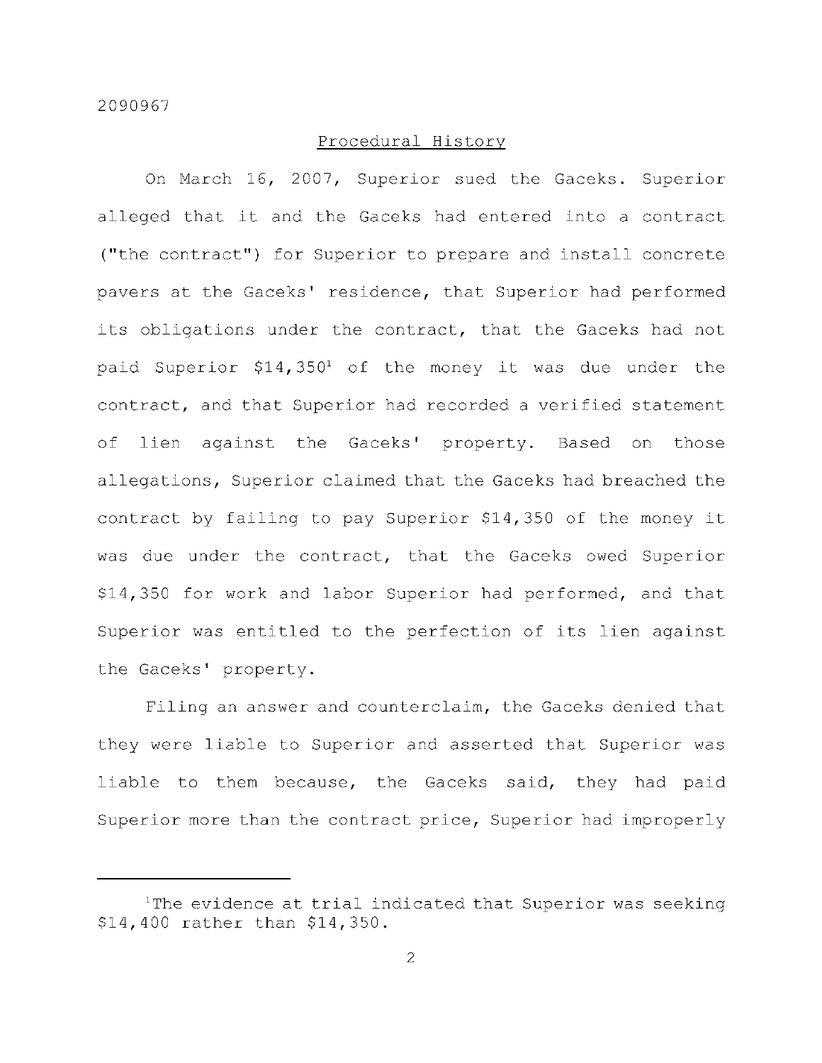## Procedural History

On March 16, 2007, Superior sued the Gaceks. Superior alleged that it and the Gaceks had entered into a contract ("the contract") for Superior to prepare and install concrete pavers at the Gaceks' residence, that Superior had performed its obligations under the contract, that the Gaceks had not paid Superior $14,350[1] of the money it was due under the contract, and that Superior had recorded a verified statement of lien against the Gaceks' property. Based on those allegations, Superior claimed that the Gaceks had breached the contract by failing to pay Superior $14,350 of the money it was due under the contract, that the Gaceks owed Superior $14,350 for work and labor Superior had performed, and that Superior was entitled to the perfection of its lien against the Gaceks' property.

Filing an answer and counterclaim, the Gaceks denied that they were liable to Superior and asserted that Superior was liable to them because, the Gaceks said, they had paid Superior more than the contract price, Superior had improperly

---

[1]The evidence at trial indicated that Superior was seeking $14,400 rather than $14,350.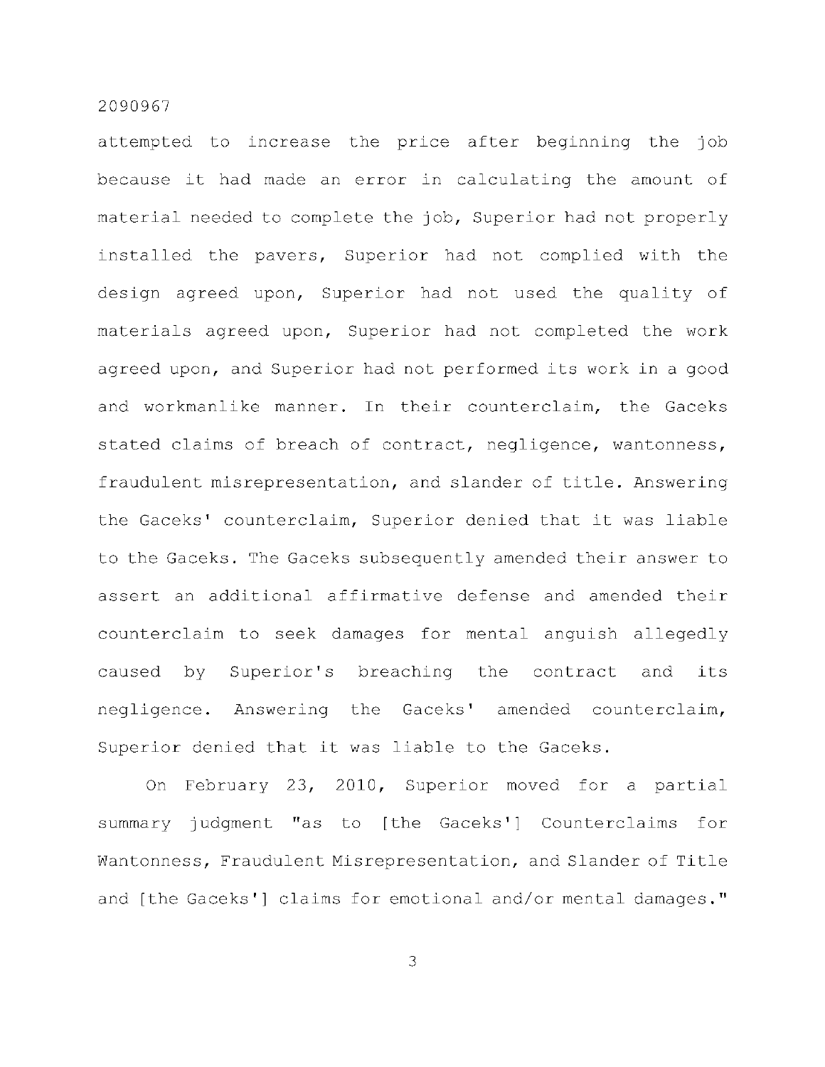attempted to increase the price after beginning the job because it had made an error in calculating the amount of material needed to complete the job, Superior had not properly installed the pavers, Superior had not complied with the design agreed upon, Superior had not used the quality of materials agreed upon, Superior had not completed the work agreed upon, and Superior had not performed its work in a good and workmanlike manner. In their counterclaim, the Gaceks stated claims of breach of contract, negligence, wantonness, fraudulent misrepresentation, and slander of title. Answering the Gaceks' counterclaim, Superior denied that it was liable to the Gaceks. The Gaceks subsequently amended their answer to assert an additional affirmative defense and amended their counterclaim to seek damages for mental anguish allegedly caused by Superior's breaching the contract and its negligence. Answering the Gaceks' amended counterclaim, Superior denied that it was liable to the Gaceks.

On February 23, 2010, Superior moved for a partial summary judgment "as to [the Gaceks'] Counterclaims for Wantonness, Fraudulent Misrepresentation, and Slander of Title and [the Gaceks'] claims for emotional and/or mental damages."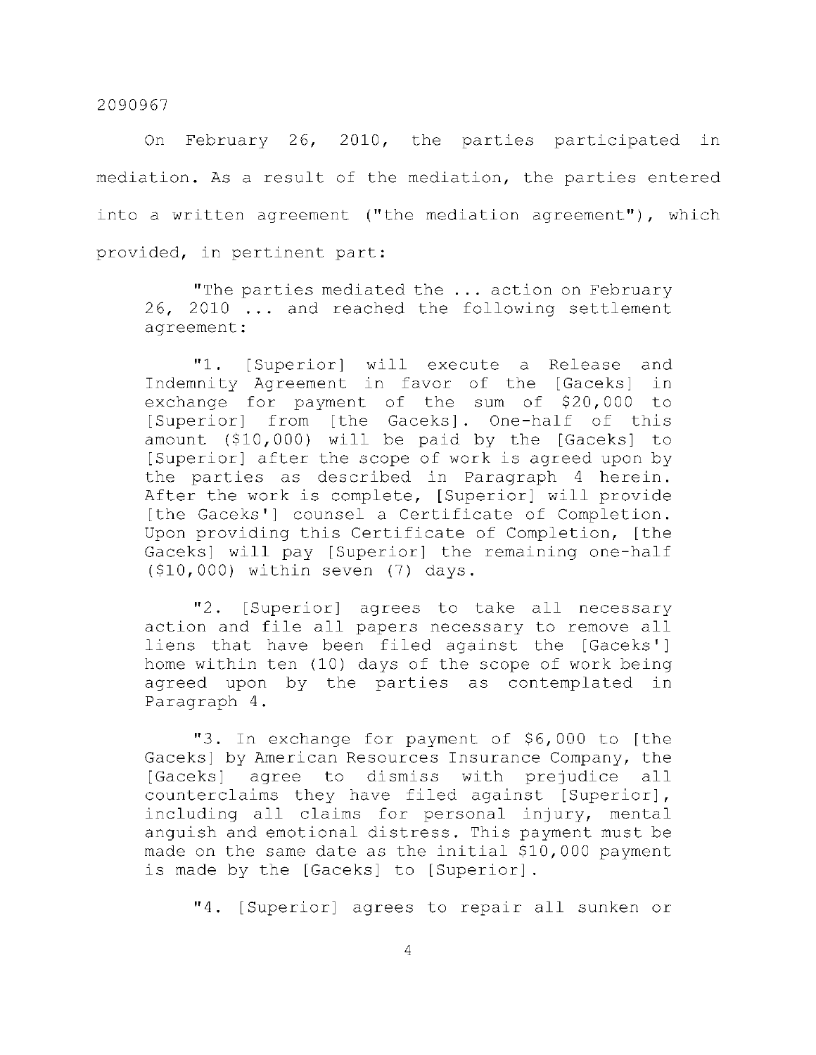On February 26, 2010, the parties participated in mediation. As a result of the mediation, the parties entered into a written agreement ("the mediation agreement"), which provided, in pertinent part:

> "The parties mediated the ... action on February 26, 2010 ... and reached the following settlement agreement:
>
> "1. [Superior] will execute a Release and Indemnity Agreement in favor of the [Gaceks] in exchange for payment of the sum of $20,000 to [Superior] from [the Gaceks]. One-half of this amount ($10,000) will be paid by the [Gaceks] to [Superior] after the scope of work is agreed upon by the parties as described in Paragraph 4 herein. After the work is complete, [Superior] will provide [the Gaceks'] counsel a Certificate of Completion. Upon providing this Certificate of Completion, [the Gaceks] will pay [Superior] the remaining one-half ($10,000) within seven (7) days.
>
> "2. [Superior] agrees to take all necessary action and file all papers necessary to remove all liens that have been filed against the [Gaceks'] home within ten (10) days of the scope of work being agreed upon by the parties as contemplated in Paragraph 4.
>
> "3. In exchange for payment of $6,000 to [the Gaceks] by American Resources Insurance Company, the [Gaceks] agree to dismiss with prejudice all counterclaims they have filed against [Superior], including all claims for personal injury, mental anguish and emotional distress. This payment must be made on the same date as the initial $10,000 payment is made by the [Gaceks] to [Superior].
>
> "4. [Superior] agrees to repair all sunken or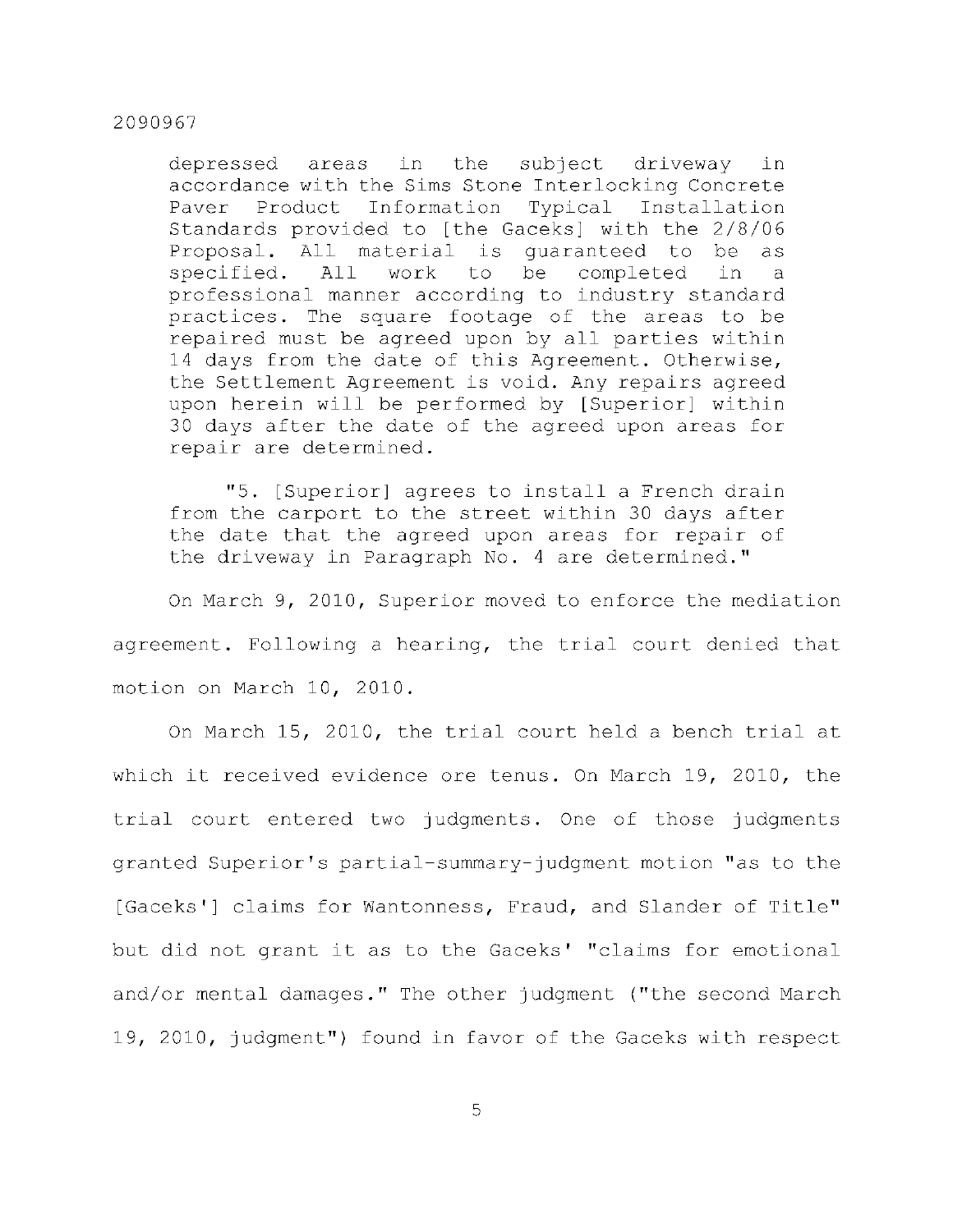depressed areas in the subject driveway in accordance with the Sims Stone Interlocking Concrete Paver Product Information Typical Installation Standards provided to [the Gaceks] with the 2/8/06 Proposal. All material is guaranteed to be as specified. All work to be completed in a professional manner according to industry standard practices. The square footage of the areas to be repaired must be agreed upon by all parties within 14 days from the date of this Agreement. Otherwise, the Settlement Agreement is void. Any repairs agreed upon herein will be performed by [Superior] within 30 days after the date of the agreed upon areas for repair are determined.

> "5. [Superior] agrees to install a French drain from the carport to the street within 30 days after the date that the agreed upon areas for repair of the driveway in Paragraph No. 4 are determined."

On March 9, 2010, Superior moved to enforce the mediation agreement. Following a hearing, the trial court denied that motion on March 10, 2010.

On March 15, 2010, the trial court held a bench trial at which it received evidence ore tenus. On March 19, 2010, the trial court entered two judgments. One of those judgments granted Superior's partial-summary-judgment motion "as to the [Gaceks'] claims for Wantonness, Fraud, and Slander of Title" but did not grant it as to the Gaceks' "claims for emotional and/or mental damages." The other judgment ("the second March 19, 2010, judgment") found in favor of the Gaceks with respect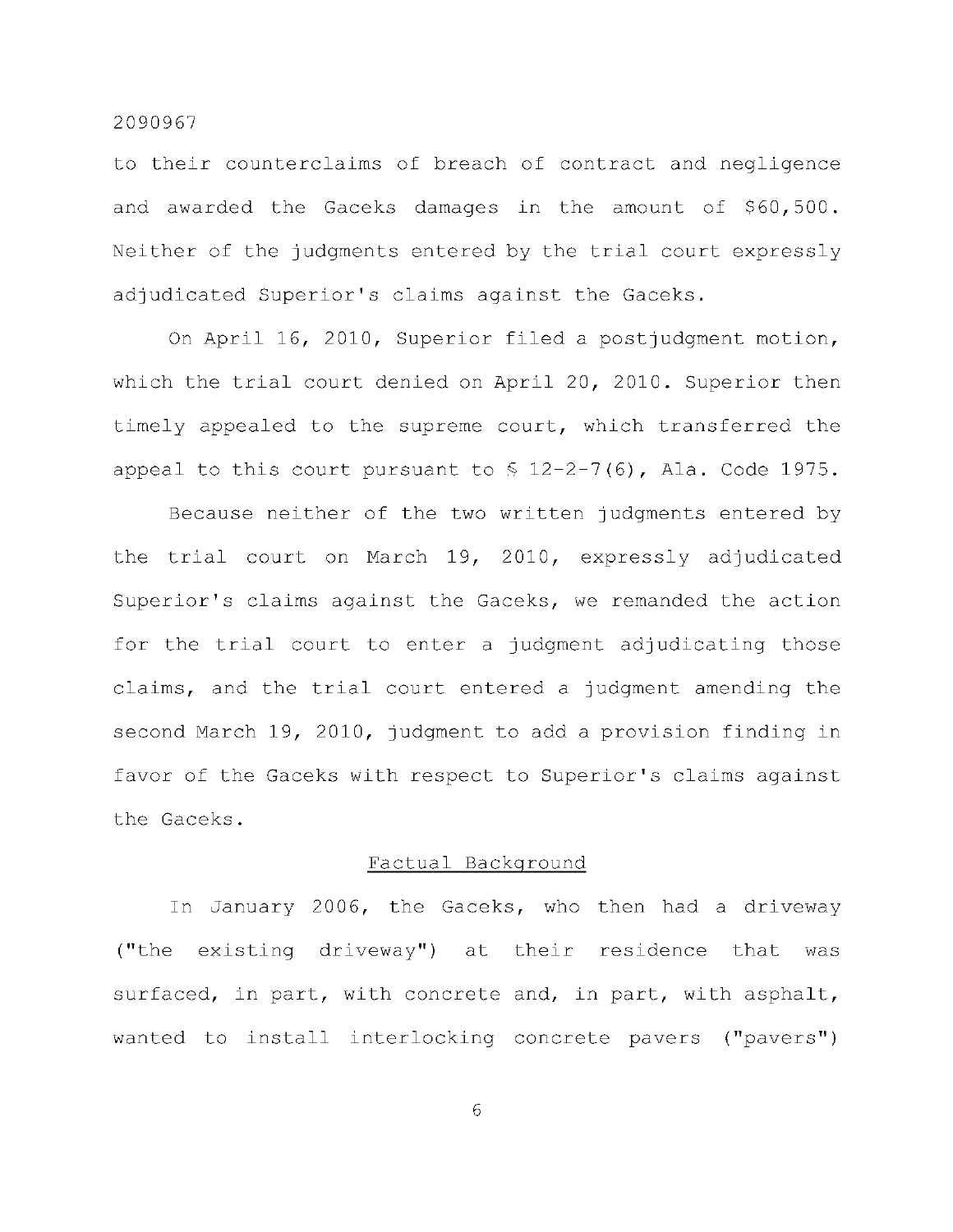to their counterclaims of breach of contract and negligence and awarded the Gaceks damages in the amount of $60,500. Neither of the judgments entered by the trial court expressly adjudicated Superior's claims against the Gaceks.

On April 16, 2010, Superior filed a postjudgment motion, which the trial court denied on April 20, 2010. Superior then timely appealed to the supreme court, which transferred the appeal to this court pursuant to § 12-2-7(6), Ala. Code 1975.

Because neither of the two written judgments entered by the trial court on March 19, 2010, expressly adjudicated Superior's claims against the Gaceks, we remanded the action for the trial court to enter a judgment adjudicating those claims, and the trial court entered a judgment amending the second March 19, 2010, judgment to add a provision finding in favor of the Gaceks with respect to Superior's claims against the Gaceks.

## Factual Background

In January 2006, the Gaceks, who then had a driveway ("the existing driveway") at their residence that was surfaced, in part, with concrete and, in part, with asphalt, wanted to install interlocking concrete pavers ("pavers")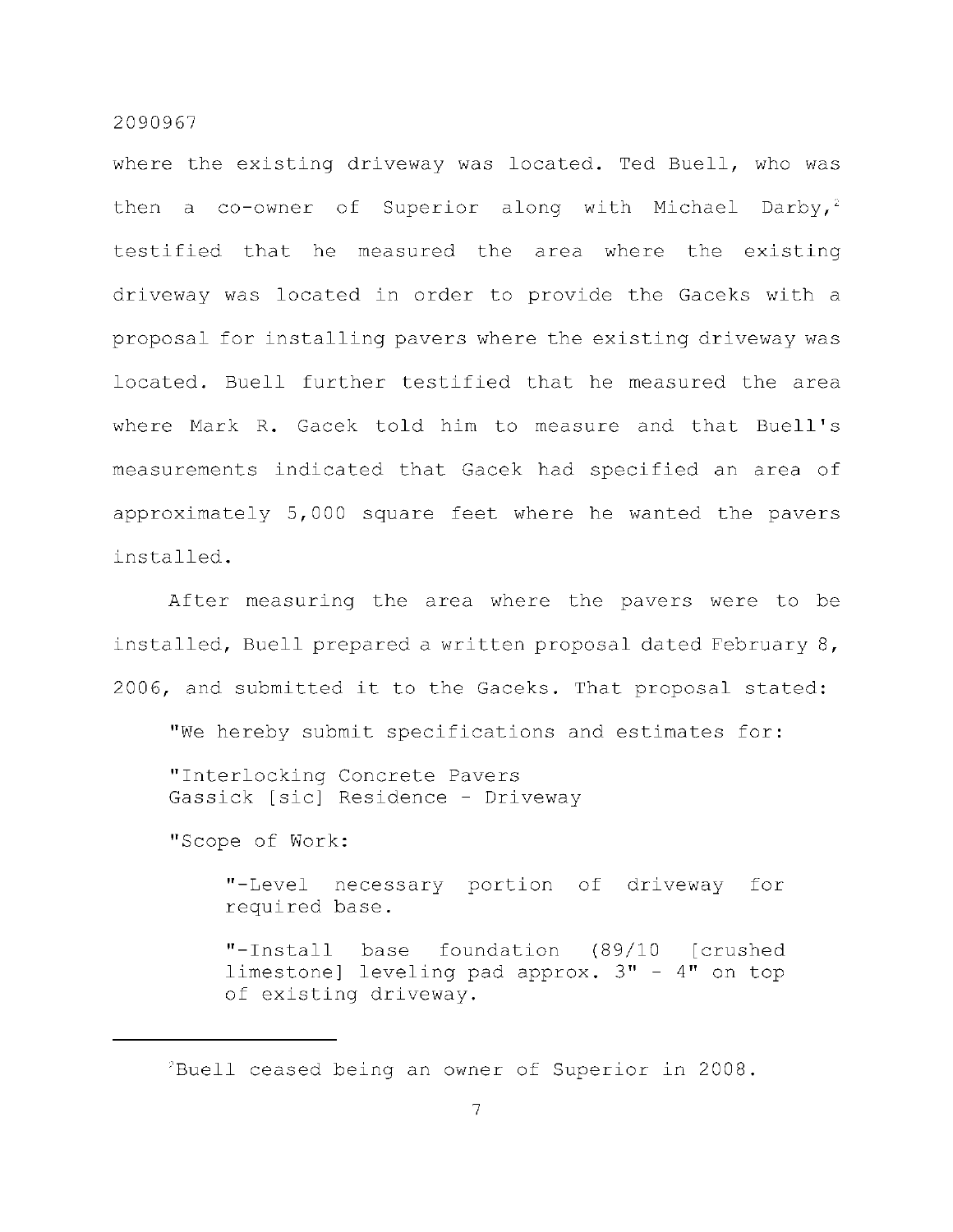where the existing driveway was located. Ted Buell, who was then a co-owner of Superior along with Michael Darby,[2] testified that he measured the area where the existing driveway was located in order to provide the Gaceks with a proposal for installing pavers where the existing driveway was located. Buell further testified that he measured the area where Mark R. Gacek told him to measure and that Buell's measurements indicated that Gacek had specified an area of approximately 5,000 square feet where he wanted the pavers installed.

After measuring the area where the pavers were to be installed, Buell prepared a written proposal dated February 8, 2006, and submitted it to the Gaceks. That proposal stated:

> "We hereby submit specifications and estimates for:
>
> "Interlocking Concrete Pavers
> Gassick [sic] Residence - Driveway
>
> "Scope of Work:
>
> > "-Level necessary portion of driveway for required base.
> >
> > "-Install base foundation (89/10 [crushed limestone] leveling pad approx. 3" - 4" on top of existing driveway.

---

[2]Buell ceased being an owner of Superior in 2008.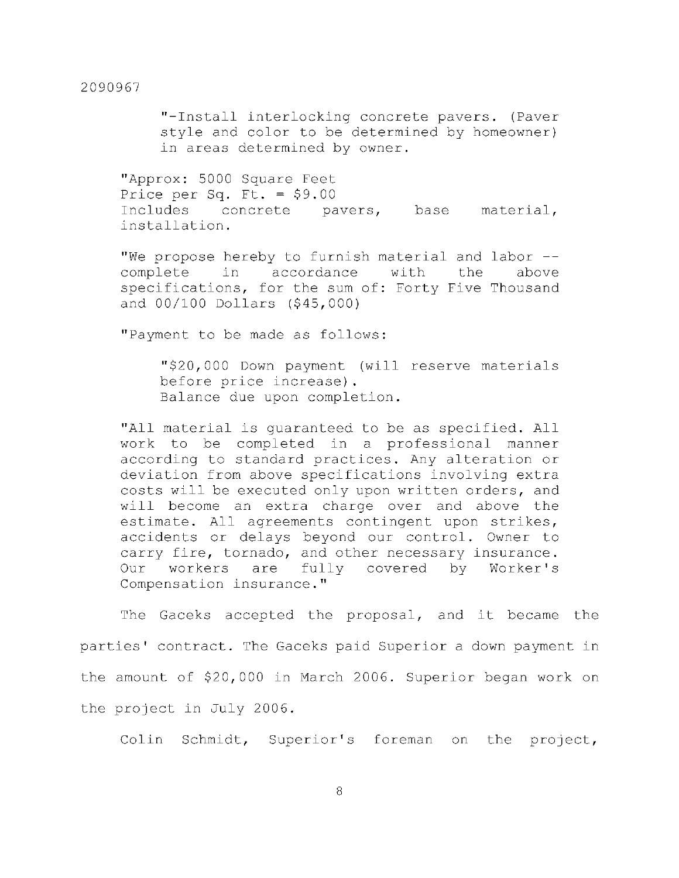> "-Install interlocking concrete pavers. (Paver style and color to be determined by homeowner) in areas determined by owner.
>
> "Approx: 5000 Square Feet
> Price per Sq. Ft. = $9.00
> Includes concrete pavers, base material, installation.
>
> "We propose hereby to furnish material and labor -- complete in accordance with the above specifications, for the sum of: Forty Five Thousand and 00/100 Dollars ($45,000)
>
> "Payment to be made as follows:
>
> > "$20,000 Down payment (will reserve materials before price increase).
> > Balance due upon completion.
>
> "All material is guaranteed to be as specified. All work to be completed in a professional manner according to standard practices. Any alteration or deviation from above specifications involving extra costs will be executed only upon written orders, and will become an extra charge over and above the estimate. All agreements contingent upon strikes, accidents or delays beyond our control. Owner to carry fire, tornado, and other necessary insurance. Our workers are fully covered by Worker's Compensation insurance."

The Gaceks accepted the proposal, and it became the parties' contract. The Gaceks paid Superior a down payment in the amount of $20,000 in March 2006. Superior began work on the project in July 2006.

Colin Schmidt, Superior's foreman on the project,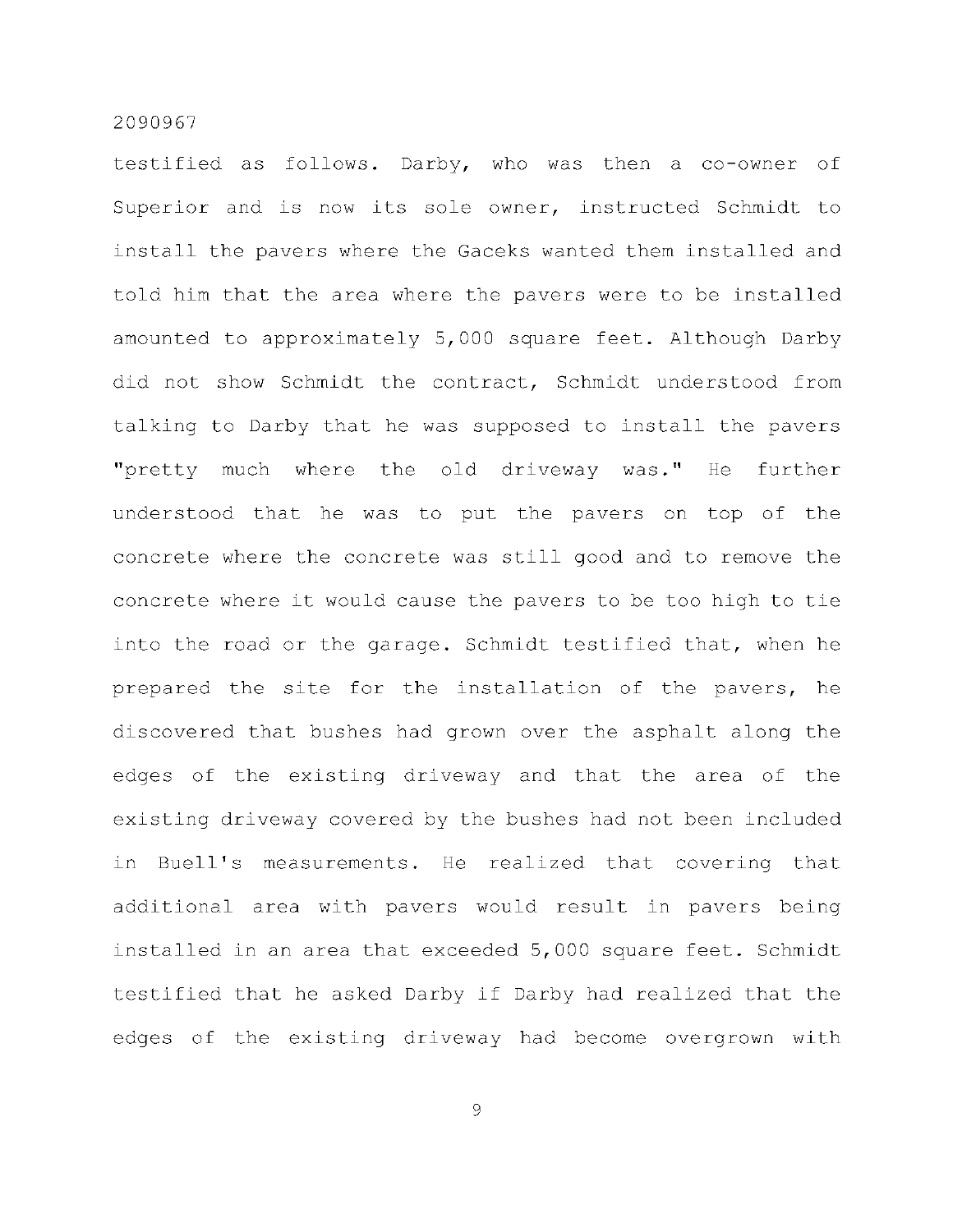testified as follows. Darby, who was then a co-owner of Superior and is now its sole owner, instructed Schmidt to install the pavers where the Gaceks wanted them installed and told him that the area where the pavers were to be installed amounted to approximately 5,000 square feet. Although Darby did not show Schmidt the contract, Schmidt understood from talking to Darby that he was supposed to install the pavers "pretty much where the old driveway was." He further understood that he was to put the pavers on top of the concrete where the concrete was still good and to remove the concrete where it would cause the pavers to be too high to tie into the road or the garage. Schmidt testified that, when he prepared the site for the installation of the pavers, he discovered that bushes had grown over the asphalt along the edges of the existing driveway and that the area of the existing driveway covered by the bushes had not been included in Buell's measurements. He realized that covering that additional area with pavers would result in pavers being installed in an area that exceeded 5,000 square feet. Schmidt testified that he asked Darby if Darby had realized that the edges of the existing driveway had become overgrown with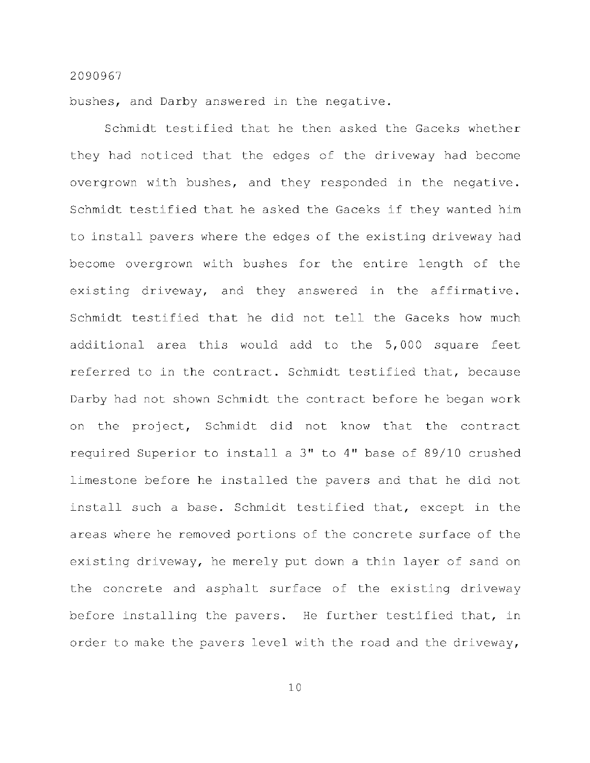bushes, and Darby answered in the negative.

Schmidt testified that he then asked the Gaceks whether they had noticed that the edges of the driveway had become overgrown with bushes, and they responded in the negative. Schmidt testified that he asked the Gaceks if they wanted him to install pavers where the edges of the existing driveway had become overgrown with bushes for the entire length of the existing driveway, and they answered in the affirmative. Schmidt testified that he did not tell the Gaceks how much additional area this would add to the 5,000 square feet referred to in the contract. Schmidt testified that, because Darby had not shown Schmidt the contract before he began work on the project, Schmidt did not know that the contract required Superior to install a 3" to 4" base of 89/10 crushed limestone before he installed the pavers and that he did not install such a base. Schmidt testified that, except in the areas where he removed portions of the concrete surface of the existing driveway, he merely put down a thin layer of sand on the concrete and asphalt surface of the existing driveway before installing the pavers. He further testified that, in order to make the pavers level with the road and the driveway,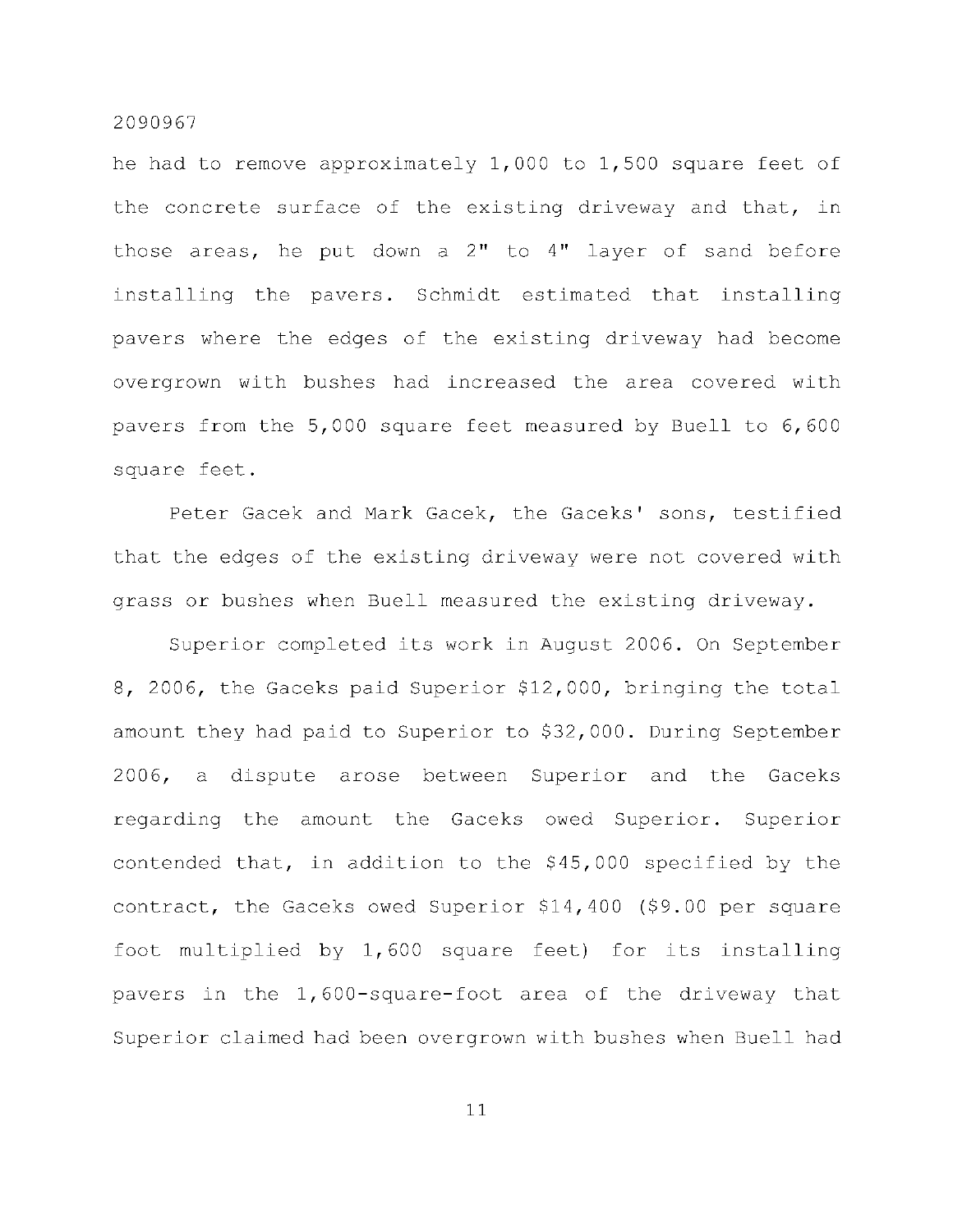he had to remove approximately 1,000 to 1,500 square feet of the concrete surface of the existing driveway and that, in those areas, he put down a 2" to 4" layer of sand before installing the pavers. Schmidt estimated that installing pavers where the edges of the existing driveway had become overgrown with bushes had increased the area covered with pavers from the 5,000 square feet measured by Buell to 6,600 square feet.

Peter Gacek and Mark Gacek, the Gaceks' sons, testified that the edges of the existing driveway were not covered with grass or bushes when Buell measured the existing driveway.

Superior completed its work in August 2006. On September 8, 2006, the Gaceks paid Superior $12,000, bringing the total amount they had paid to Superior to $32,000. During September 2006, a dispute arose between Superior and the Gaceks regarding the amount the Gaceks owed Superior. Superior contended that, in addition to the $45,000 specified by the contract, the Gaceks owed Superior $14,400 ($9.00 per square foot multiplied by 1,600 square feet) for its installing pavers in the 1,600-square-foot area of the driveway that Superior claimed had been overgrown with bushes when Buell had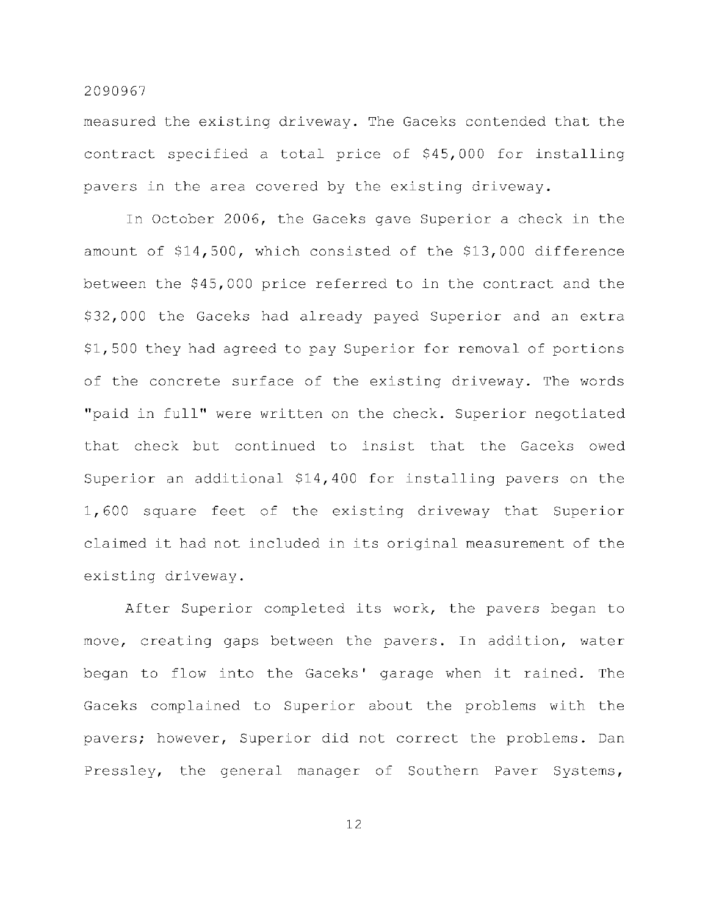measured the existing driveway. The Gaceks contended that the contract specified a total price of $45,000 for installing pavers in the area covered by the existing driveway.

In October 2006, the Gaceks gave Superior a check in the amount of $14,500, which consisted of the $13,000 difference between the $45,000 price referred to in the contract and the $32,000 the Gaceks had already payed Superior and an extra $1,500 they had agreed to pay Superior for removal of portions of the concrete surface of the existing driveway. The words "paid in full" were written on the check. Superior negotiated that check but continued to insist that the Gaceks owed Superior an additional $14,400 for installing pavers on the 1,600 square feet of the existing driveway that Superior claimed it had not included in its original measurement of the existing driveway.

After Superior completed its work, the pavers began to move, creating gaps between the pavers. In addition, water began to flow into the Gaceks' garage when it rained. The Gaceks complained to Superior about the problems with the pavers; however, Superior did not correct the problems. Dan Pressley, the general manager of Southern Paver Systems,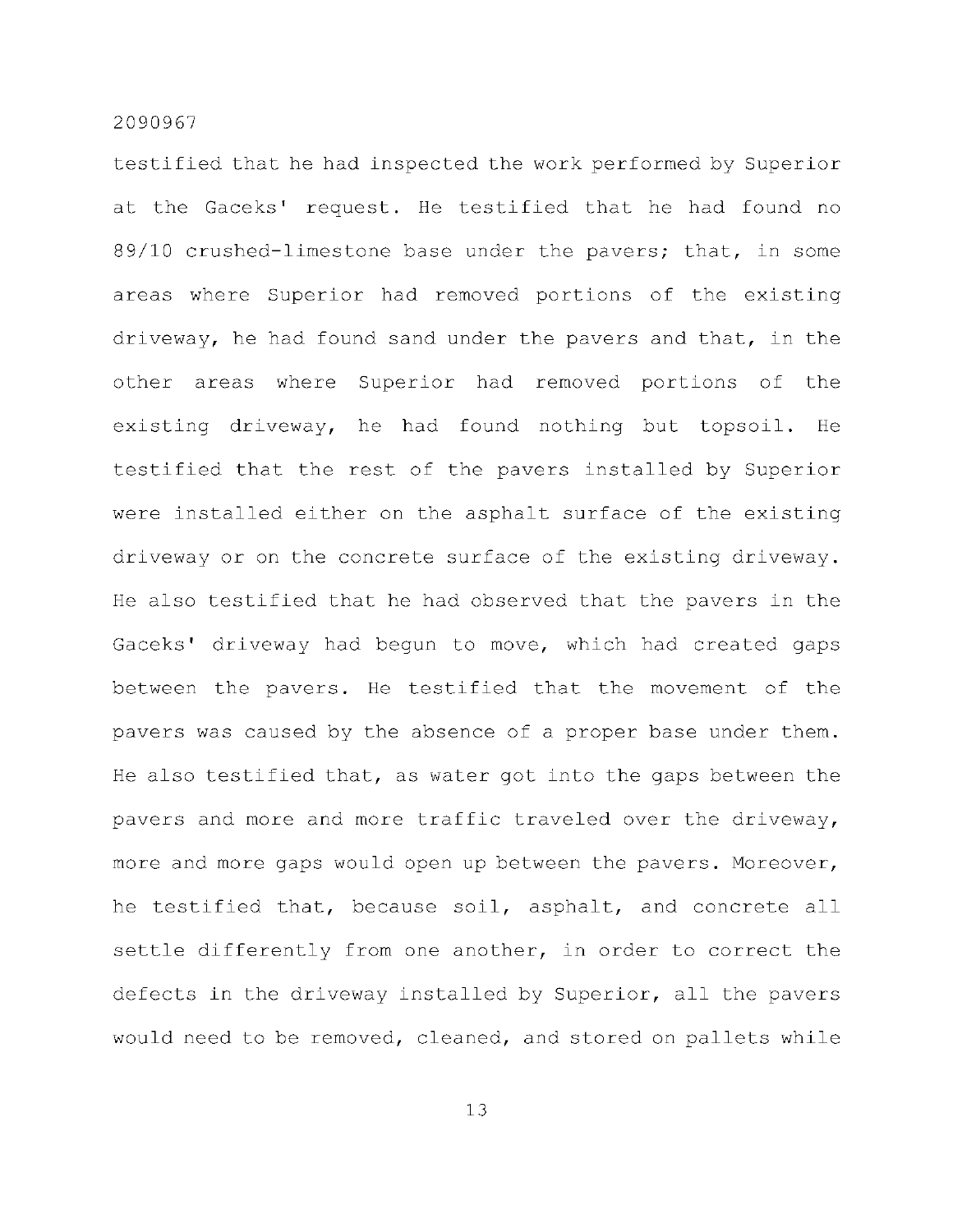testified that he had inspected the work performed by Superior at the Gaceks' request. He testified that he had found no 89/10 crushed-limestone base under the pavers; that, in some areas where Superior had removed portions of the existing driveway, he had found sand under the pavers and that, in the other areas where Superior had removed portions of the existing driveway, he had found nothing but topsoil. He testified that the rest of the pavers installed by Superior were installed either on the asphalt surface of the existing driveway or on the concrete surface of the existing driveway. He also testified that he had observed that the pavers in the Gaceks' driveway had begun to move, which had created gaps between the pavers. He testified that the movement of the pavers was caused by the absence of a proper base under them. He also testified that, as water got into the gaps between the pavers and more and more traffic traveled over the driveway, more and more gaps would open up between the pavers. Moreover, he testified that, because soil, asphalt, and concrete all settle differently from one another, in order to correct the defects in the driveway installed by Superior, all the pavers would need to be removed, cleaned, and stored on pallets while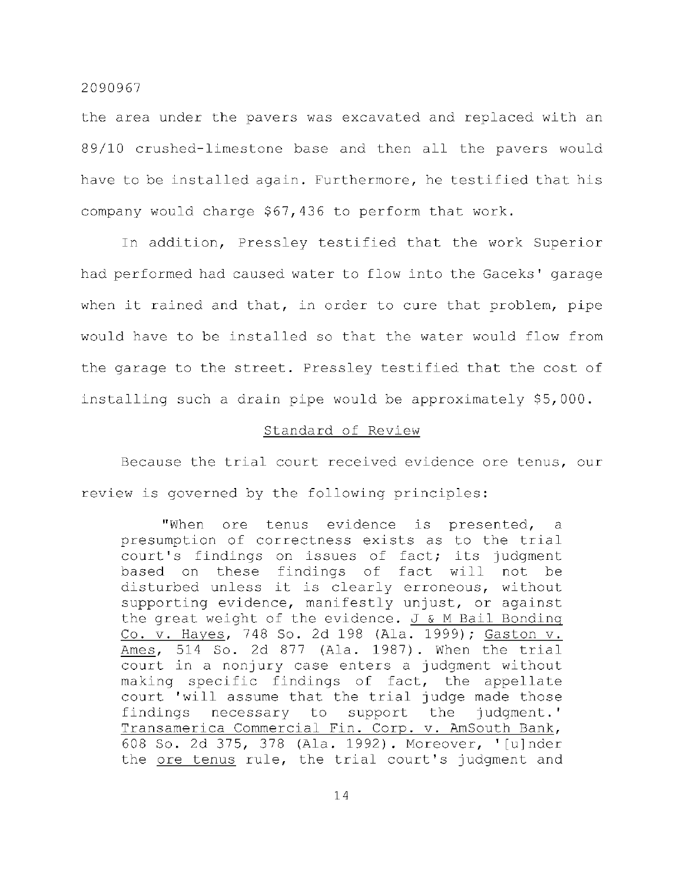the area under the pavers was excavated and replaced with an 89/10 crushed-limestone base and then all the pavers would have to be installed again. Furthermore, he testified that his company would charge $67,436 to perform that work.

In addition, Pressley testified that the work Superior had performed had caused water to flow into the Gaceks' garage when it rained and that, in order to cure that problem, pipe would have to be installed so that the water would flow from the garage to the street. Pressley testified that the cost of installing such a drain pipe would be approximately $5,000.

## Standard of Review

Because the trial court received evidence ore tenus, our review is governed by the following principles:

> "When ore tenus evidence is presented, a presumption of correctness exists as to the trial court's findings on issues of fact; its judgment based on these findings of fact will not be disturbed unless it is clearly erroneous, without supporting evidence, manifestly unjust, or against the great weight of the evidence. J & M Bail Bonding Co. v. Hayes, 748 So. 2d 198 (Ala. 1999); Gaston v. Ames, 514 So. 2d 877 (Ala. 1987). When the trial court in a nonjury case enters a judgment without making specific findings of fact, the appellate court 'will assume that the trial judge made those findings necessary to support the judgment.' Transamerica Commercial Fin. Corp. v. AmSouth Bank, 608 So. 2d 375, 378 (Ala. 1992). Moreover, '[u]nder the ore tenus rule, the trial court's judgment and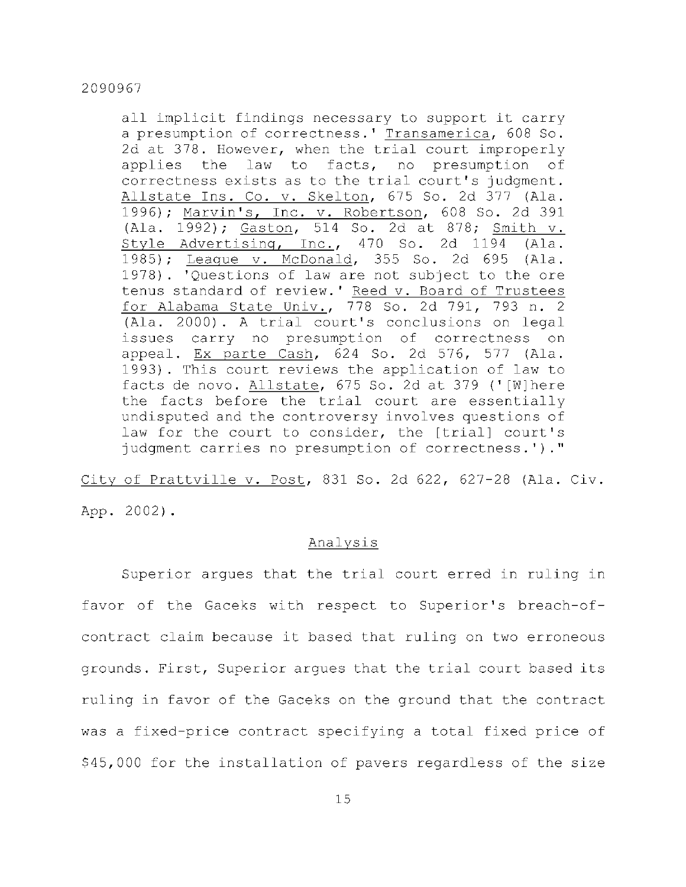all implicit findings necessary to support it carry a presumption of correctness.' Transamerica, 608 So. 2d at 378. However, when the trial court improperly applies the law to facts, no presumption of correctness exists as to the trial court's judgment. Allstate Ins. Co. v. Skelton, 675 So. 2d 377 (Ala. 1996); Marvin's, Inc. v. Robertson, 608 So. 2d 391 (Ala. 1992); Gaston, 514 So. 2d at 878; Smith v. Style Advertising, Inc., 470 So. 2d 1194 (Ala. 1985); League v. McDonald, 355 So. 2d 695 (Ala. 1978). 'Questions of law are not subject to the ore tenus standard of review.' Reed v. Board of Trustees for Alabama State Univ., 778 So. 2d 791, 793 n. 2 (Ala. 2000). A trial court's conclusions on legal issues carry no presumption of correctness on appeal. Ex parte Cash, 624 So. 2d 576, 577 (Ala. 1993). This court reviews the application of law to facts de novo. Allstate, 675 So. 2d at 379 ('[W]here the facts before the trial court are essentially undisputed and the controversy involves questions of law for the court to consider, the [trial] court's judgment carries no presumption of correctness.')."

City of Prattville v. Post, 831 So. 2d 622, 627-28 (Ala. Civ. App. 2002).

## Analysis

Superior argues that the trial court erred in ruling in favor of the Gaceks with respect to Superior's breach-of-contract claim because it based that ruling on two erroneous grounds. First, Superior argues that the trial court based its ruling in favor of the Gaceks on the ground that the contract was a fixed-price contract specifying a total fixed price of $45,000 for the installation of pavers regardless of the size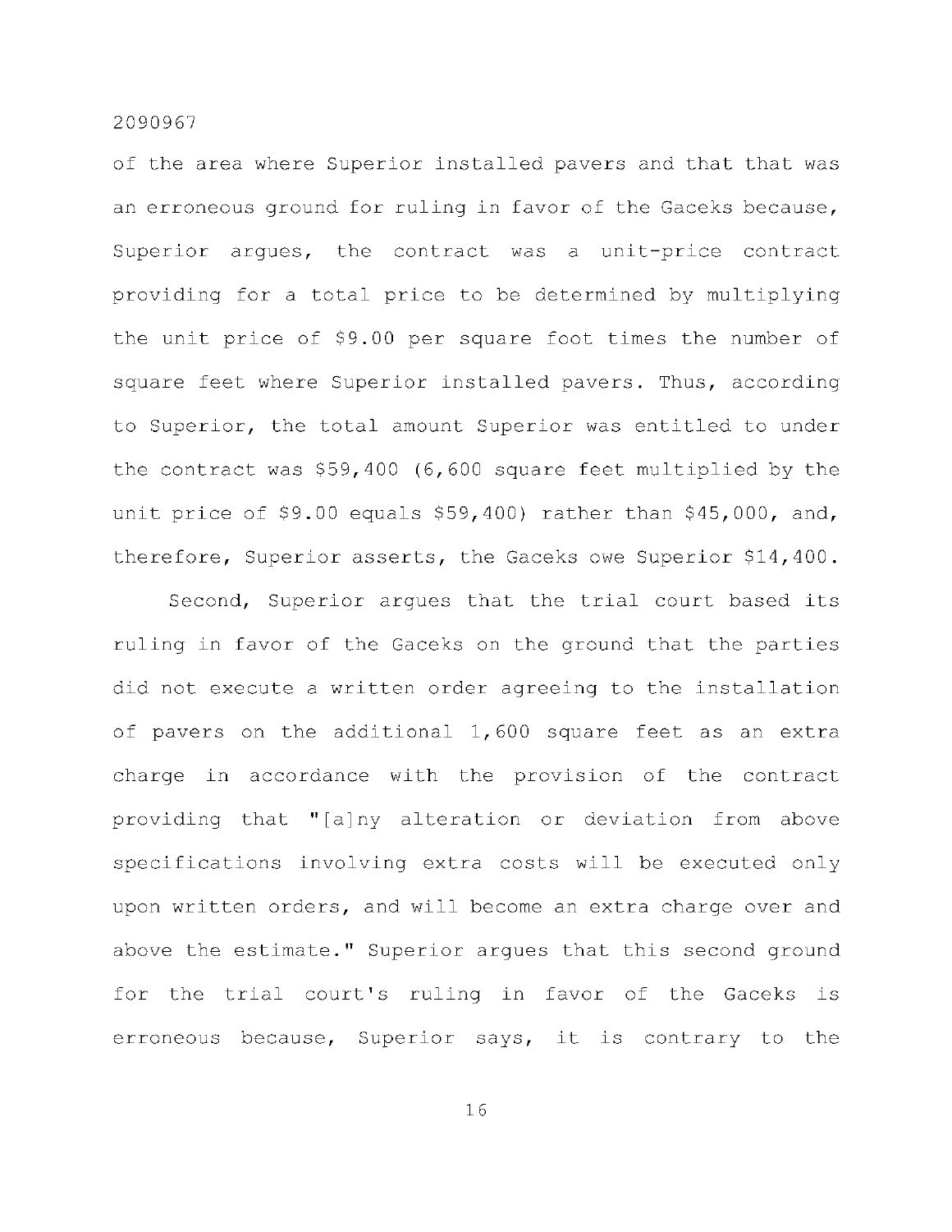of the area where Superior installed pavers and that that was an erroneous ground for ruling in favor of the Gaceks because, Superior argues, the contract was a unit-price contract providing for a total price to be determined by multiplying the unit price of $9.00 per square foot times the number of square feet where Superior installed pavers. Thus, according to Superior, the total amount Superior was entitled to under the contract was $59,400 (6,600 square feet multiplied by the unit price of $9.00 equals $59,400) rather than $45,000, and, therefore, Superior asserts, the Gaceks owe Superior $14,400.

Second, Superior argues that the trial court based its ruling in favor of the Gaceks on the ground that the parties did not execute a written order agreeing to the installation of pavers on the additional 1,600 square feet as an extra charge in accordance with the provision of the contract providing that "[a]ny alteration or deviation from above specifications involving extra costs will be executed only upon written orders, and will become an extra charge over and above the estimate." Superior argues that this second ground for the trial court's ruling in favor of the Gaceks is erroneous because, Superior says, it is contrary to the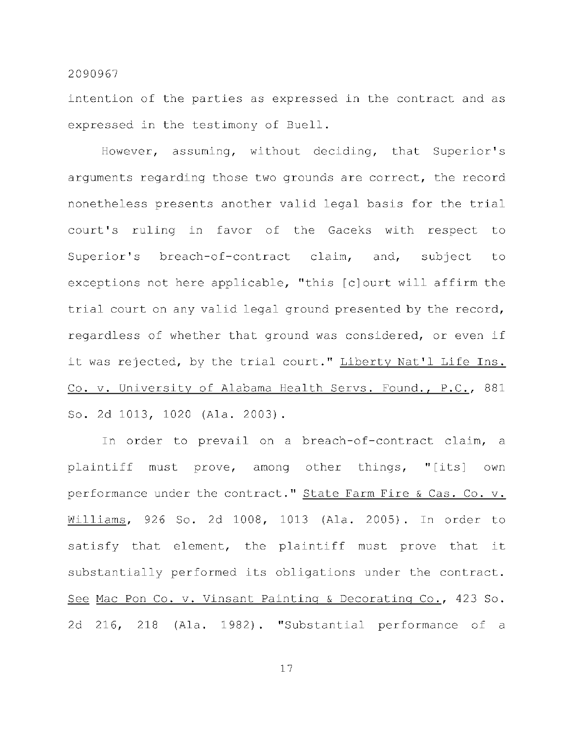intention of the parties as expressed in the contract and as expressed in the testimony of Buell.

However, assuming, without deciding, that Superior's arguments regarding those two grounds are correct, the record nonetheless presents another valid legal basis for the trial court's ruling in favor of the Gaceks with respect to Superior's breach-of-contract claim, and, subject to exceptions not here applicable, "this [c]ourt will affirm the trial court on any valid legal ground presented by the record, regardless of whether that ground was considered, or even if it was rejected, by the trial court." Liberty Nat'l Life Ins. Co. v. University of Alabama Health Servs. Found., P.C., 881 So. 2d 1013, 1020 (Ala. 2003).

In order to prevail on a breach-of-contract claim, a plaintiff must prove, among other things, "[its] own performance under the contract." State Farm Fire & Cas. Co. v. Williams, 926 So. 2d 1008, 1013 (Ala. 2005). In order to satisfy that element, the plaintiff must prove that it substantially performed its obligations under the contract. See Mac Pon Co. v. Vinsant Painting & Decorating Co., 423 So. 2d 216, 218 (Ala. 1982). "Substantial performance of a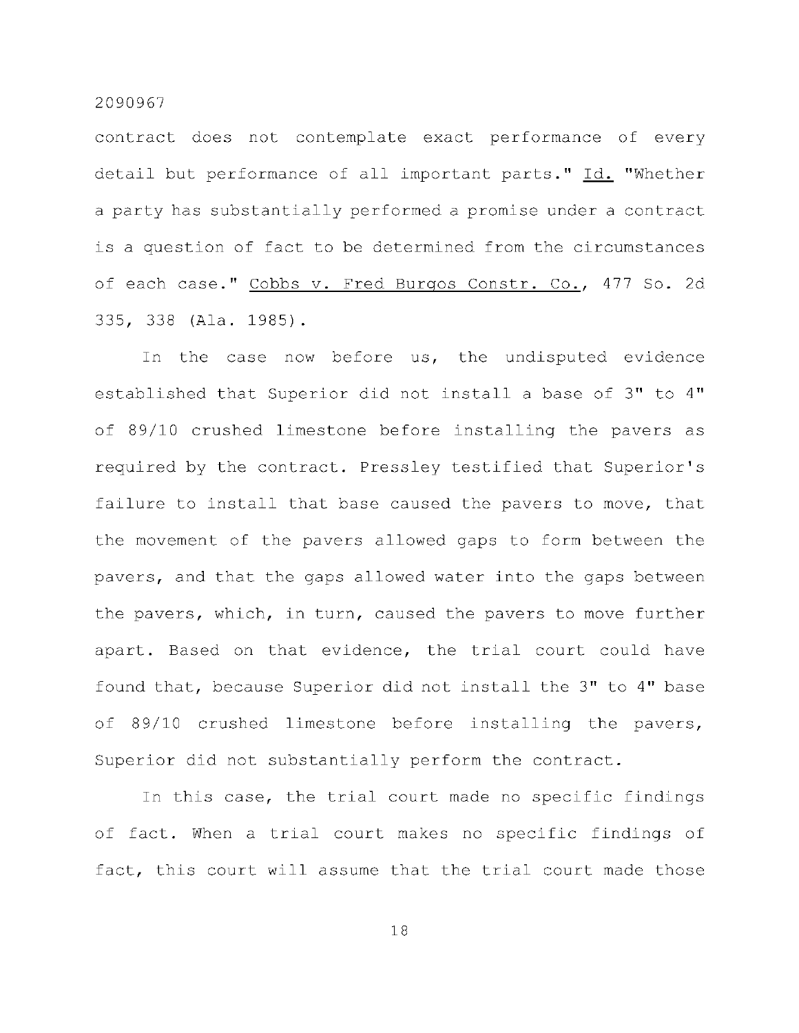contract does not contemplate exact performance of every detail but performance of all important parts." Id. "Whether a party has substantially performed a promise under a contract is a question of fact to be determined from the circumstances of each case." Cobbs v. Fred Burgos Constr. Co., 477 So. 2d 335, 338 (Ala. 1985).

In the case now before us, the undisputed evidence established that Superior did not install a base of 3" to 4" of 89/10 crushed limestone before installing the pavers as required by the contract. Pressley testified that Superior's failure to install that base caused the pavers to move, that the movement of the pavers allowed gaps to form between the pavers, and that the gaps allowed water into the gaps between the pavers, which, in turn, caused the pavers to move further apart. Based on that evidence, the trial court could have found that, because Superior did not install the 3" to 4" base of 89/10 crushed limestone before installing the pavers, Superior did not substantially perform the contract.

In this case, the trial court made no specific findings of fact. When a trial court makes no specific findings of fact, this court will assume that the trial court made those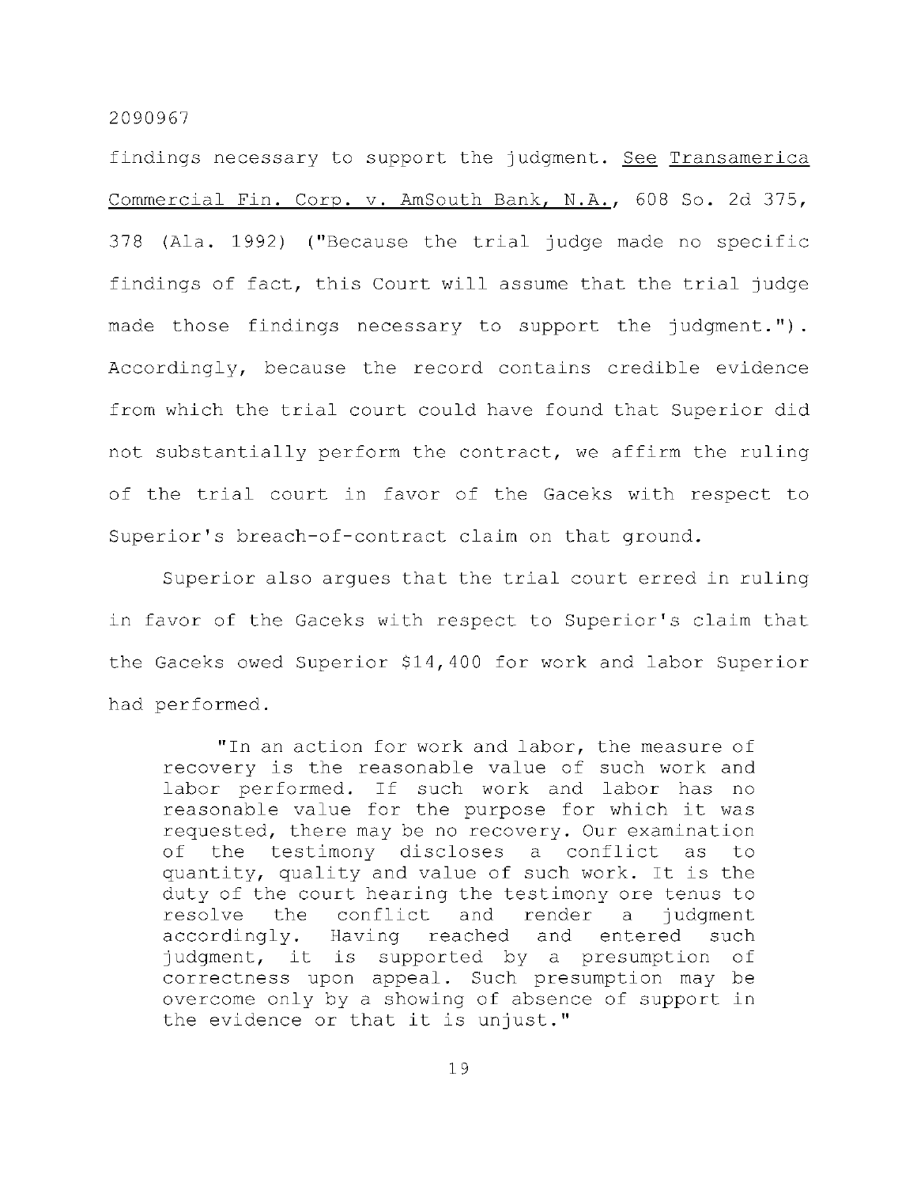findings necessary to support the judgment. See Transamerica Commercial Fin. Corp. v. AmSouth Bank, N.A., 608 So. 2d 375, 378 (Ala. 1992) ("Because the trial judge made no specific findings of fact, this Court will assume that the trial judge made those findings necessary to support the judgment."). Accordingly, because the record contains credible evidence from which the trial court could have found that Superior did not substantially perform the contract, we affirm the ruling of the trial court in favor of the Gaceks with respect to Superior's breach-of-contract claim on that ground.

Superior also argues that the trial court erred in ruling in favor of the Gaceks with respect to Superior's claim that the Gaceks owed Superior $14,400 for work and labor Superior had performed.

> "In an action for work and labor, the measure of recovery is the reasonable value of such work and labor performed. If such work and labor has no reasonable value for the purpose for which it was requested, there may be no recovery. Our examination of the testimony discloses a conflict as to quantity, quality and value of such work. It is the duty of the court hearing the testimony ore tenus to resolve the conflict and render a judgment accordingly. Having reached and entered such judgment, it is supported by a presumption of correctness upon appeal. Such presumption may be overcome only by a showing of absence of support in the evidence or that it is unjust."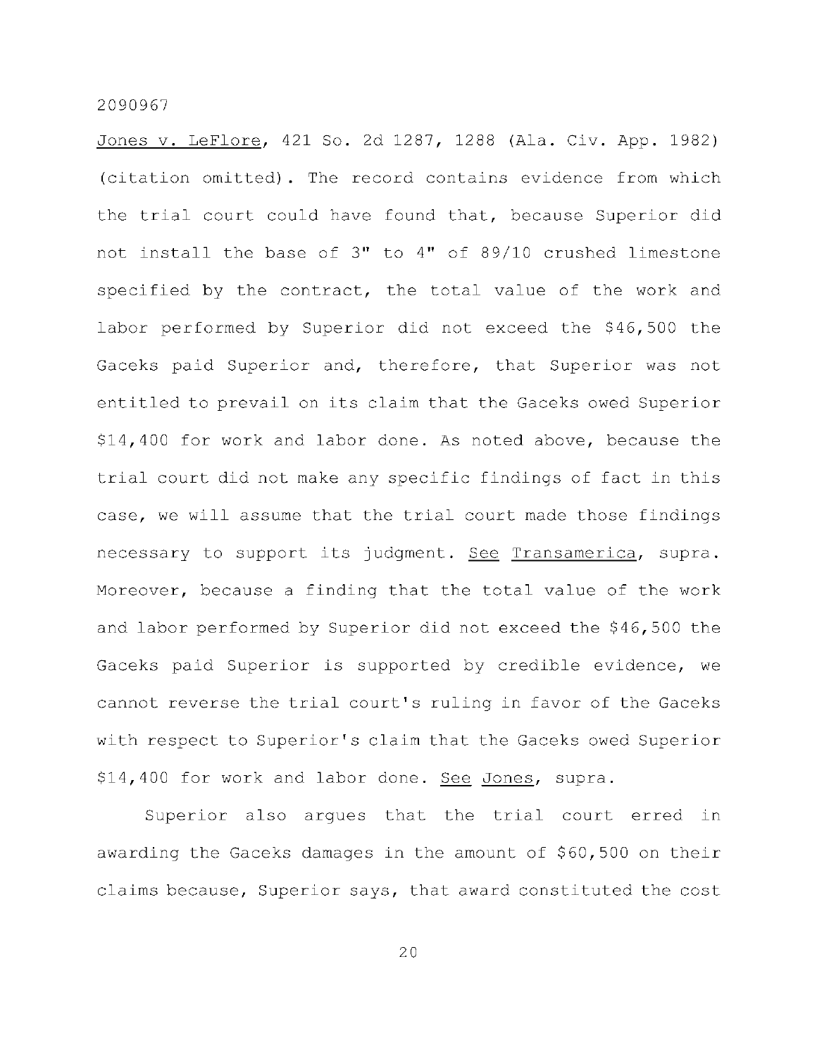Jones v. LeFlore, 421 So. 2d 1287, 1288 (Ala. Civ. App. 1982) (citation omitted). The record contains evidence from which the trial court could have found that, because Superior did not install the base of 3" to 4" of 89/10 crushed limestone specified by the contract, the total value of the work and labor performed by Superior did not exceed the $46,500 the Gaceks paid Superior and, therefore, that Superior was not entitled to prevail on its claim that the Gaceks owed Superior $14,400 for work and labor done. As noted above, because the trial court did not make any specific findings of fact in this case, we will assume that the trial court made those findings necessary to support its judgment. See Transamerica, supra. Moreover, because a finding that the total value of the work and labor performed by Superior did not exceed the $46,500 the Gaceks paid Superior is supported by credible evidence, we cannot reverse the trial court's ruling in favor of the Gaceks with respect to Superior's claim that the Gaceks owed Superior $14,400 for work and labor done. See Jones, supra.

Superior also argues that the trial court erred in awarding the Gaceks damages in the amount of $60,500 on their claims because, Superior says, that award constituted the cost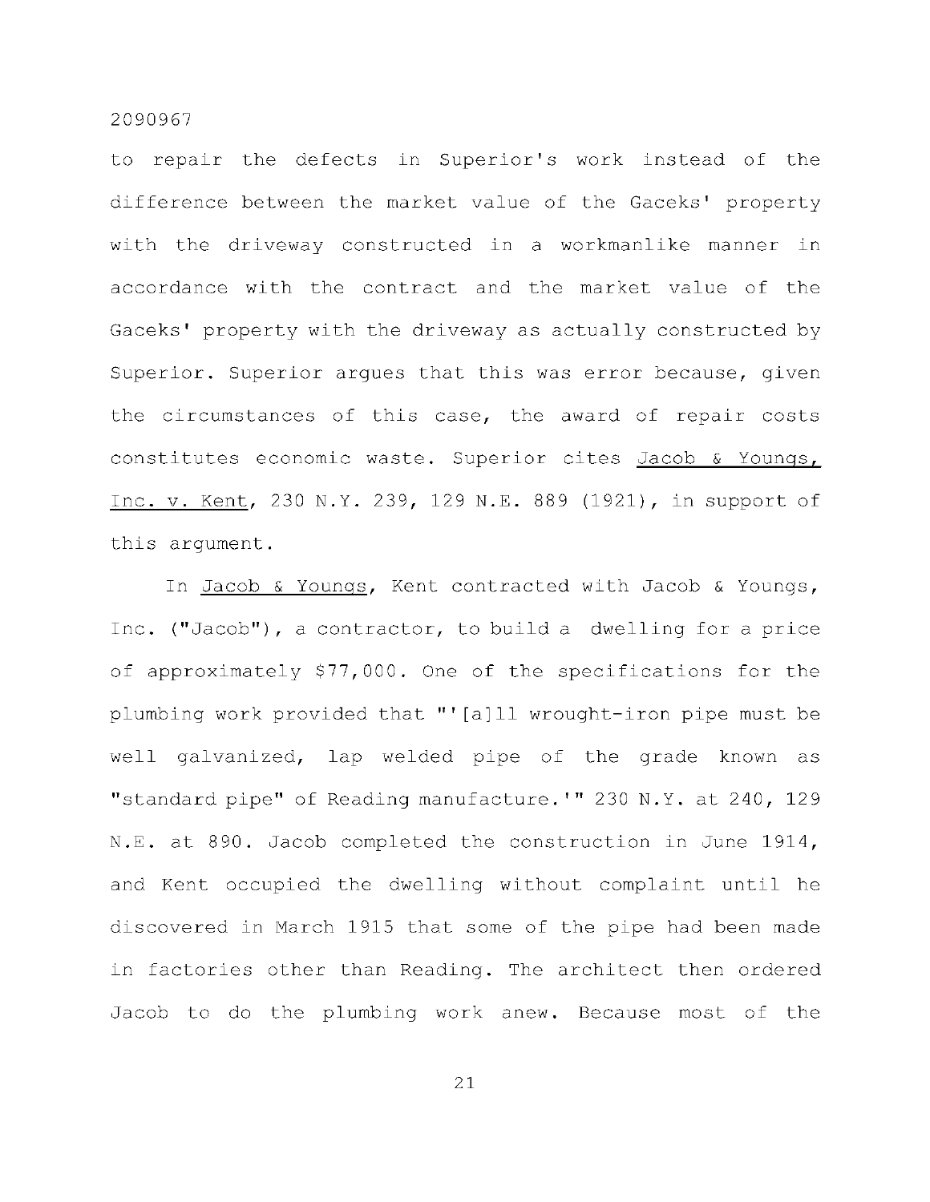to repair the defects in Superior's work instead of the difference between the market value of the Gaceks' property with the driveway constructed in a workmanlike manner in accordance with the contract and the market value of the Gaceks' property with the driveway as actually constructed by Superior. Superior argues that this was error because, given the circumstances of this case, the award of repair costs constitutes economic waste. Superior cites Jacob & Youngs, Inc. v. Kent, 230 N.Y. 239, 129 N.E. 889 (1921), in support of this argument.

In Jacob & Youngs, Kent contracted with Jacob & Youngs, Inc. ("Jacob"), a contractor, to build a dwelling for a price of approximately $77,000. One of the specifications for the plumbing work provided that "'[a]ll wrought-iron pipe must be well galvanized, lap welded pipe of the grade known as "standard pipe" of Reading manufacture.'" 230 N.Y. at 240, 129 N.E. at 890. Jacob completed the construction in June 1914, and Kent occupied the dwelling without complaint until he discovered in March 1915 that some of the pipe had been made in factories other than Reading. The architect then ordered Jacob to do the plumbing work anew. Because most of the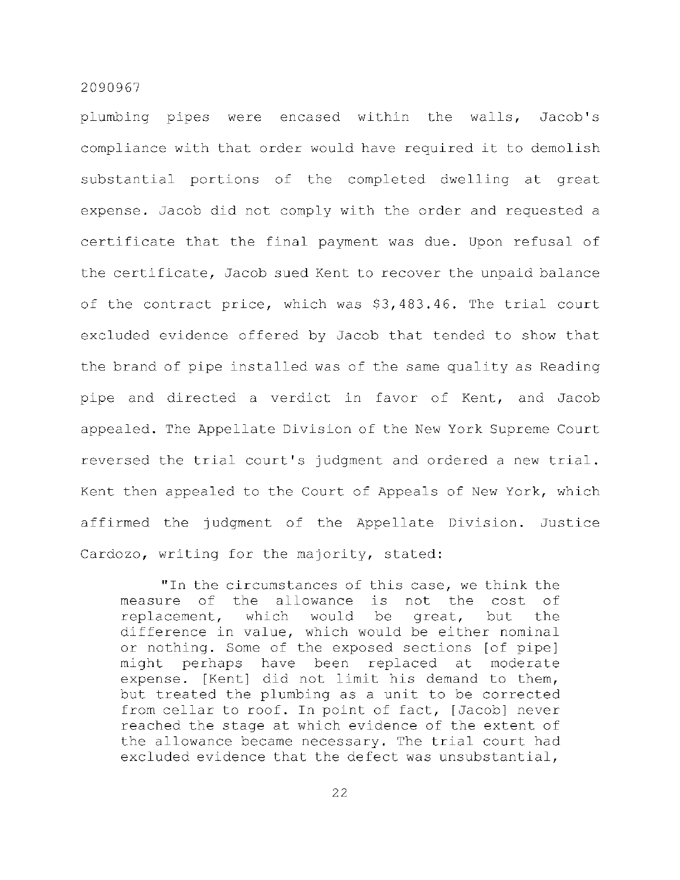plumbing pipes were encased within the walls, Jacob's compliance with that order would have required it to demolish substantial portions of the completed dwelling at great expense. Jacob did not comply with the order and requested a certificate that the final payment was due. Upon refusal of the certificate, Jacob sued Kent to recover the unpaid balance of the contract price, which was $3,483.46. The trial court excluded evidence offered by Jacob that tended to show that the brand of pipe installed was of the same quality as Reading pipe and directed a verdict in favor of Kent, and Jacob appealed. The Appellate Division of the New York Supreme Court reversed the trial court's judgment and ordered a new trial. Kent then appealed to the Court of Appeals of New York, which affirmed the judgment of the Appellate Division. Justice Cardozo, writing for the majority, stated:

> "In the circumstances of this case, we think the measure of the allowance is not the cost of replacement, which would be great, but the difference in value, which would be either nominal or nothing. Some of the exposed sections [of pipe] might perhaps have been replaced at moderate expense. [Kent] did not limit his demand to them, but treated the plumbing as a unit to be corrected from cellar to roof. In point of fact, [Jacob] never reached the stage at which evidence of the extent of the allowance became necessary. The trial court had excluded evidence that the defect was unsubstantial,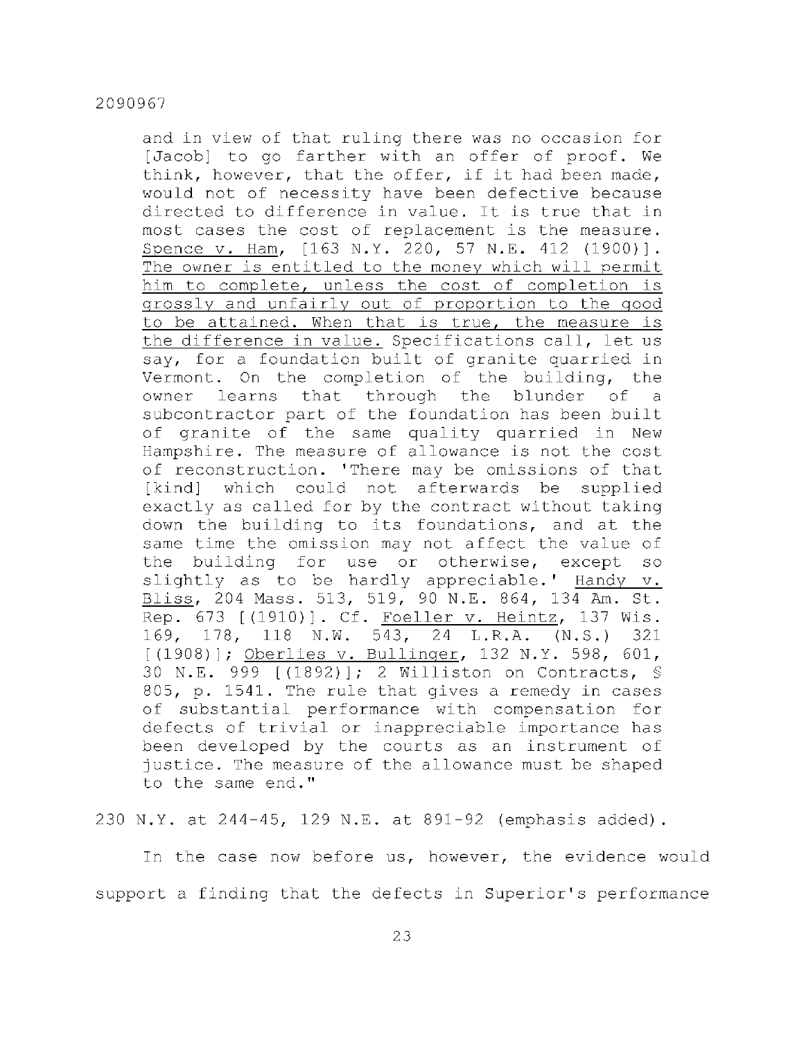and in view of that ruling there was no occasion for [Jacob] to go farther with an offer of proof. We think, however, that the offer, if it had been made, would not of necessity have been defective because directed to difference in value. It is true that in most cases the cost of replacement is the measure. Spence v. Ham, [163 N.Y. 220, 57 N.E. 412 (1900)]. The owner is entitled to the money which will permit him to complete, unless the cost of completion is grossly and unfairly out of proportion to the good to be attained. When that is true, the measure is the difference in value. Specifications call, let us say, for a foundation built of granite quarried in Vermont. On the completion of the building, the owner learns that through the blunder of a subcontractor part of the foundation has been built of granite of the same quality quarried in New Hampshire. The measure of allowance is not the cost of reconstruction. 'There may be omissions of that [kind] which could not afterwards be supplied exactly as called for by the contract without taking down the building to its foundations, and at the same time the omission may not affect the value of the building for use or otherwise, except so slightly as to be hardly appreciable.' Handy v. Bliss, 204 Mass. 513, 519, 90 N.E. 864, 134 Am. St. Rep. 673 [(1910)]. Cf. Foeller v. Heintz, 137 Wis. 169, 178, 118 N.W. 543, 24 L.R.A. (N.S.) 321 [(1908)]; Oberlies v. Bullinger, 132 N.Y. 598, 601, 30 N.E. 999 [(1892)]; 2 Williston on Contracts, § 805, p. 1541. The rule that gives a remedy in cases of substantial performance with compensation for defects of trivial or inappreciable importance has been developed by the courts as an instrument of justice. The measure of the allowance must be shaped to the same end."

230 N.Y. at 244-45, 129 N.E. at 891-92 (emphasis added).

In the case now before us, however, the evidence would support a finding that the defects in Superior's performance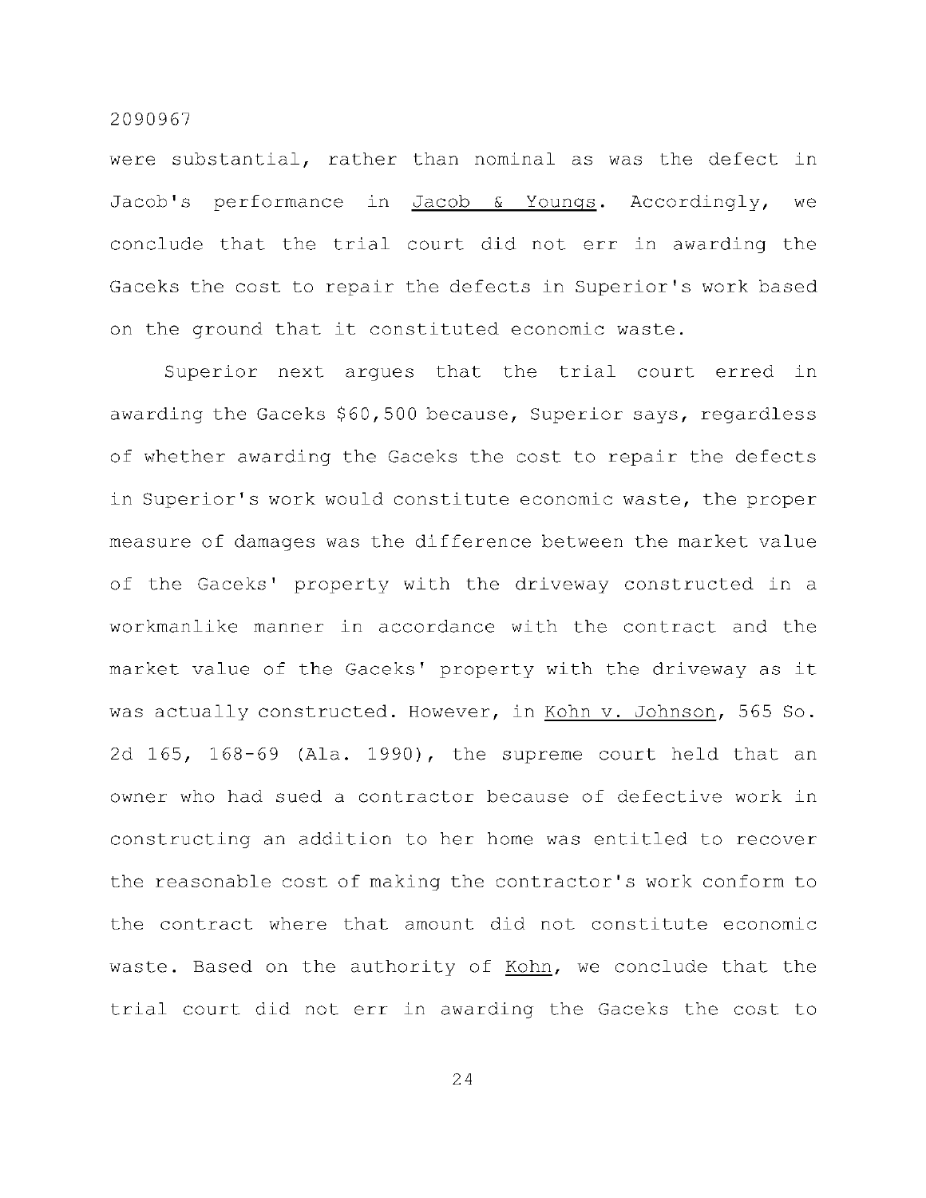were substantial, rather than nominal as was the defect in Jacob's performance in Jacob & Youngs. Accordingly, we conclude that the trial court did not err in awarding the Gaceks the cost to repair the defects in Superior's work based on the ground that it constituted economic waste.

Superior next argues that the trial court erred in awarding the Gaceks $60,500 because, Superior says, regardless of whether awarding the Gaceks the cost to repair the defects in Superior's work would constitute economic waste, the proper measure of damages was the difference between the market value of the Gaceks' property with the driveway constructed in a workmanlike manner in accordance with the contract and the market value of the Gaceks' property with the driveway as it was actually constructed. However, in Kohn v. Johnson, 565 So. 2d 165, 168-69 (Ala. 1990), the supreme court held that an owner who had sued a contractor because of defective work in constructing an addition to her home was entitled to recover the reasonable cost of making the contractor's work conform to the contract where that amount did not constitute economic waste. Based on the authority of Kohn, we conclude that the trial court did not err in awarding the Gaceks the cost to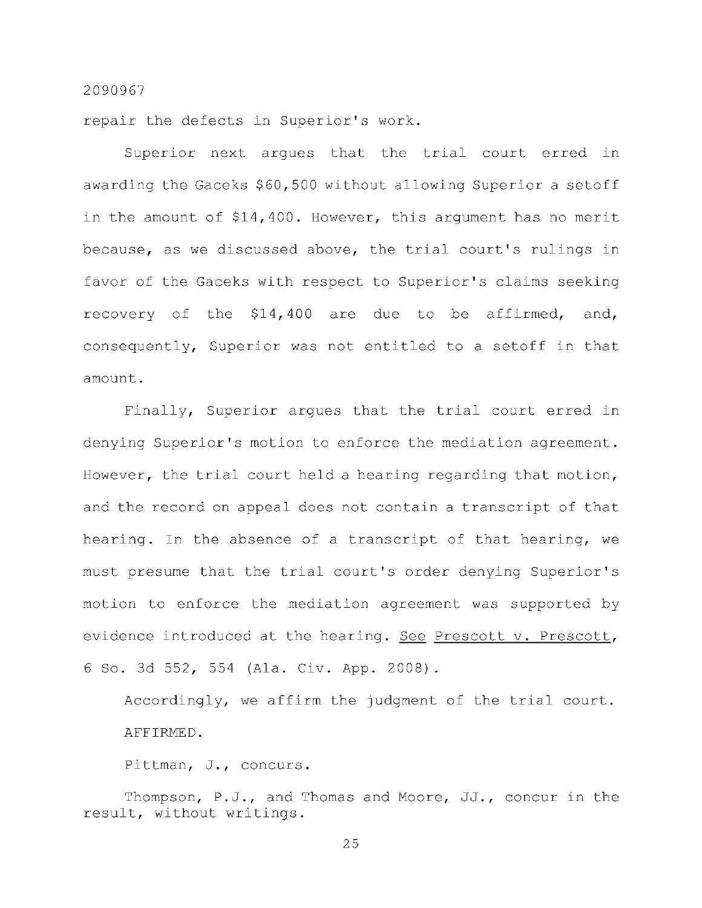repair the defects in Superior's work.

Superior next argues that the trial court erred in awarding the Gaceks $60,500 without allowing Superior a setoff in the amount of $14,400. However, this argument has no merit because, as we discussed above, the trial court's rulings in favor of the Gaceks with respect to Superior's claims seeking recovery of the $14,400 are due to be affirmed, and, consequently, Superior was not entitled to a setoff in that amount.

Finally, Superior argues that the trial court erred in denying Superior's motion to enforce the mediation agreement. However, the trial court held a hearing regarding that motion, and the record on appeal does not contain a transcript of that hearing. In the absence of a transcript of that hearing, we must presume that the trial court's order denying Superior's motion to enforce the mediation agreement was supported by evidence introduced at the hearing. See Prescott v. Prescott, 6 So. 3d 552, 554 (Ala. Civ. App. 2008).

Accordingly, we affirm the judgment of the trial court.

AFFIRMED.

Pittman, J., concurs.

Thompson, P.J., and Thomas and Moore, JJ., concur in the result, without writings.